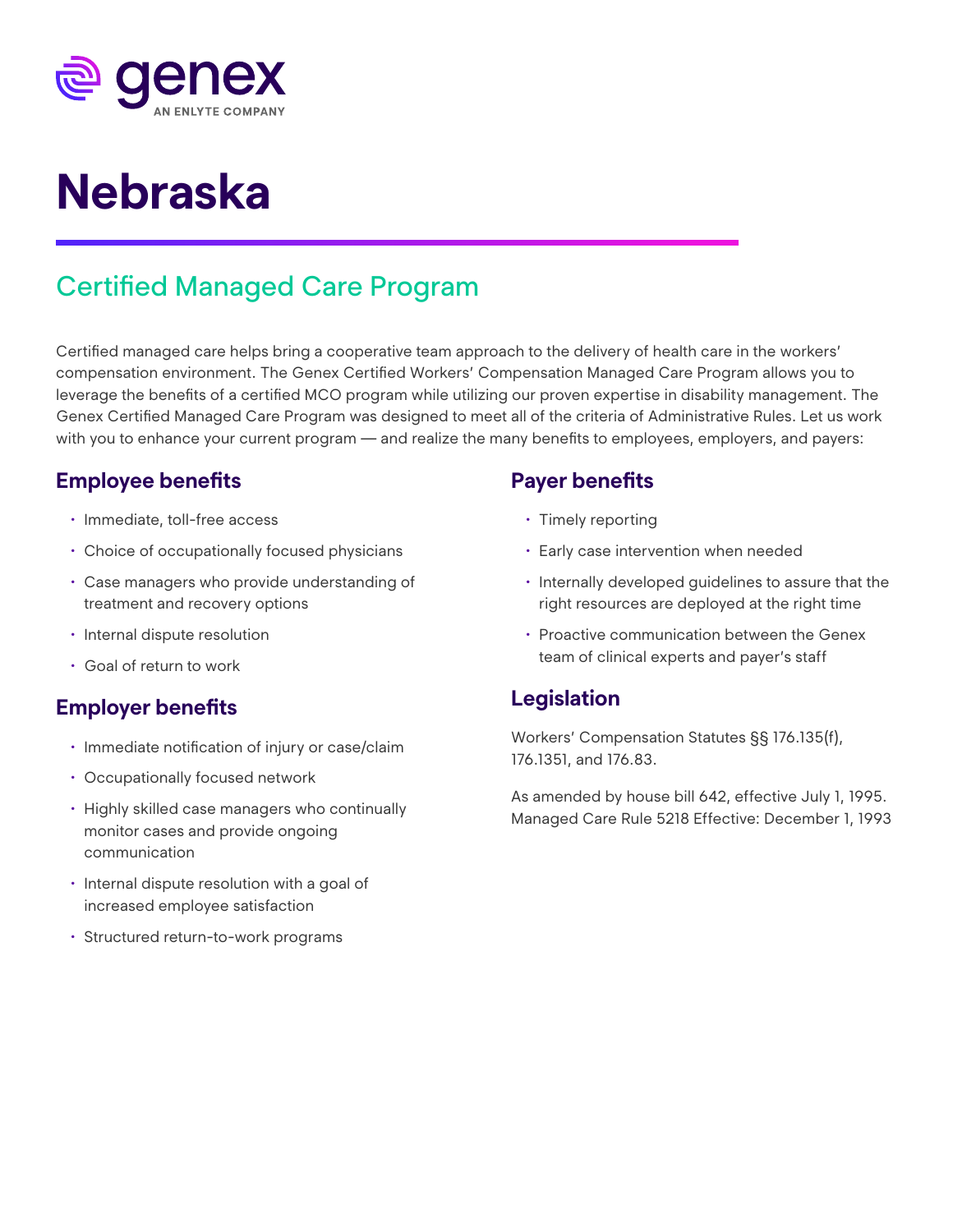genex

AN ENLYTE COMPANY

# Nebraska

## Certified Managed Care Program

Certified managed care helps bring a cooperative team approach to the delivery of health care in the workers' compensation environment. The Genex Certified Workers' Compensation Managed Care Program allows you to leverage the benefits of a certified MCO program while utilizing our proven expertise in disability management. The Genex Certified Managed Care Program was designed to meet all of the criteria of Administrative Rules. Let us work with you to enhance your current program — and realize the many benefits to employees, employers, and payers:

### Employee benefits

- Immediate, toll-free access
- Choice of occupationally focused physicians
- Case managers who provide understanding of treatment and recovery options
- Internal dispute resolution
- Goal of return to work

### Employer benefits

- Immediate notification of injury or case/claim
- Occupationally focused network
- Highly skilled case managers who continually monitor cases and provide ongoing communication
- Internal dispute resolution with a goal of increased employee satisfaction
- Structured return-to-work programs

### Payer benefits

- Timely reporting
- Early case intervention when needed
- Internally developed guidelines to assure that the right resources are deployed at the right time
- Proactive communication between the Genex team of clinical experts and payer's staff

### Legislation

Workers' Compensation Statutes §§ 176.135(f), 176.1351, and 176.83.

As amended by house bill 642, effective July 1, 1995.
Managed Care Rule 5218 Effective: December 1, 1993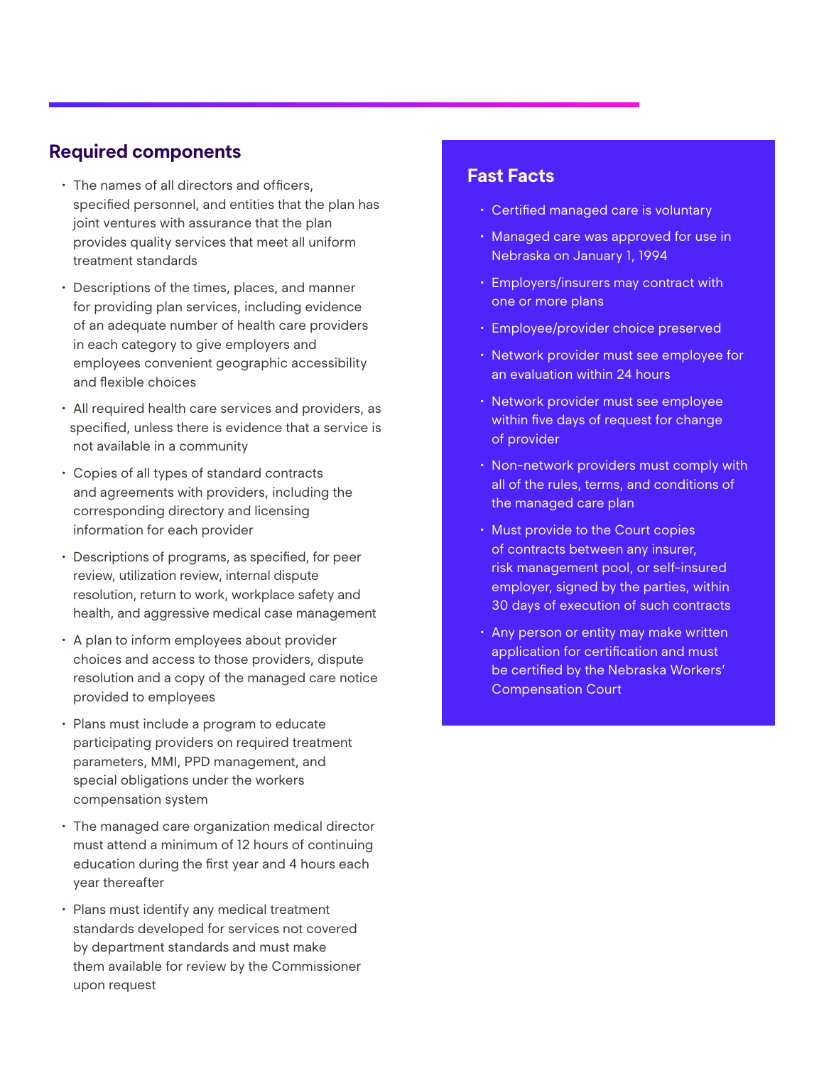## Required components

- The names of all directors and officers, specified personnel, and entities that the plan has joint ventures with assurance that the plan provides quality services that meet all uniform treatment standards
- Descriptions of the times, places, and manner for providing plan services, including evidence of an adequate number of health care providers in each category to give employers and employees convenient geographic accessibility and flexible choices
- All required health care services and providers, as specified, unless there is evidence that a service is not available in a community
- Copies of all types of standard contracts and agreements with providers, including the corresponding directory and licensing information for each provider
- Descriptions of programs, as specified, for peer review, utilization review, internal dispute resolution, return to work, workplace safety and health, and aggressive medical case management
- A plan to inform employees about provider choices and access to those providers, dispute resolution and a copy of the managed care notice provided to employees
- Plans must include a program to educate participating providers on required treatment parameters, MMI, PPD management, and special obligations under the workers compensation system
- The managed care organization medical director must attend a minimum of 12 hours of continuing education during the first year and 4 hours each year thereafter
- Plans must identify any medical treatment standards developed for services not covered by department standards and must make them available for review by the Commissioner upon request

## Fast Facts

- Certified managed care is voluntary
- Managed care was approved for use in Nebraska on January 1, 1994
- Employers/insurers may contract with one or more plans
- Employee/provider choice preserved
- Network provider must see employee for an evaluation within 24 hours
- Network provider must see employee within five days of request for change of provider
- Non-network providers must comply with all of the rules, terms, and conditions of the managed care plan
- Must provide to the Court copies of contracts between any insurer, risk management pool, or self-insured employer, signed by the parties, within 30 days of execution of such contracts
- Any person or entity may make written application for certification and must be certified by the Nebraska Workers' Compensation Court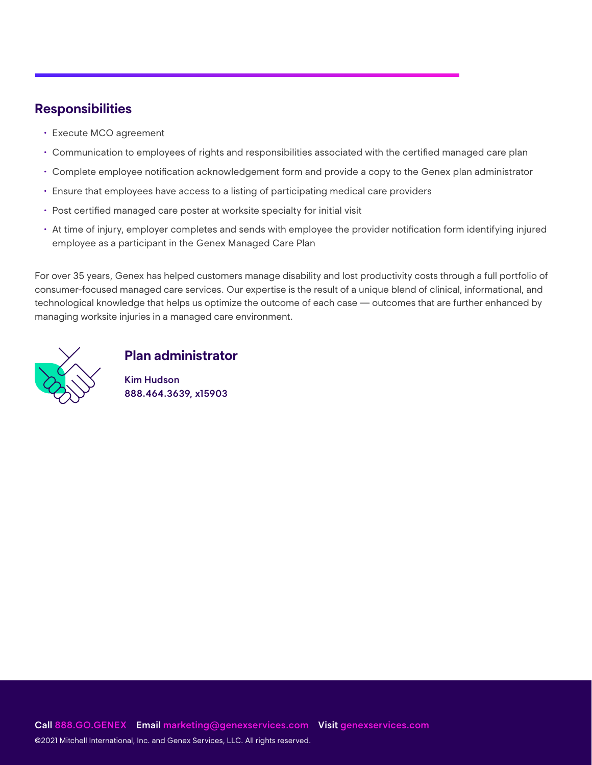## Responsibilities

- Execute MCO agreement
- Communication to employees of rights and responsibilities associated with the certified managed care plan
- Complete employee notification acknowledgement form and provide a copy to the Genex plan administrator
- Ensure that employees have access to a listing of participating medical care providers
- Post certified managed care poster at worksite specialty for initial visit
- At time of injury, employer completes and sends with employee the provider notification form identifying injured employee as a participant in the Genex Managed Care Plan

For over 35 years, Genex has helped customers manage disability and lost productivity costs through a full portfolio of consumer-focused managed care services. Our expertise is the result of a unique blend of clinical, informational, and technological knowledge that helps us optimize the outcome of each case — outcomes that are further enhanced by managing worksite injuries in a managed care environment.

## Plan administrator

**Kim Hudson**
**888.464.3639, x15903**

**Call** 888.GO.GENEX **Email** marketing@genexservices.com **Visit** genexservices.com

©2021 Mitchell International, Inc. and Genex Services, LLC. All rights reserved.